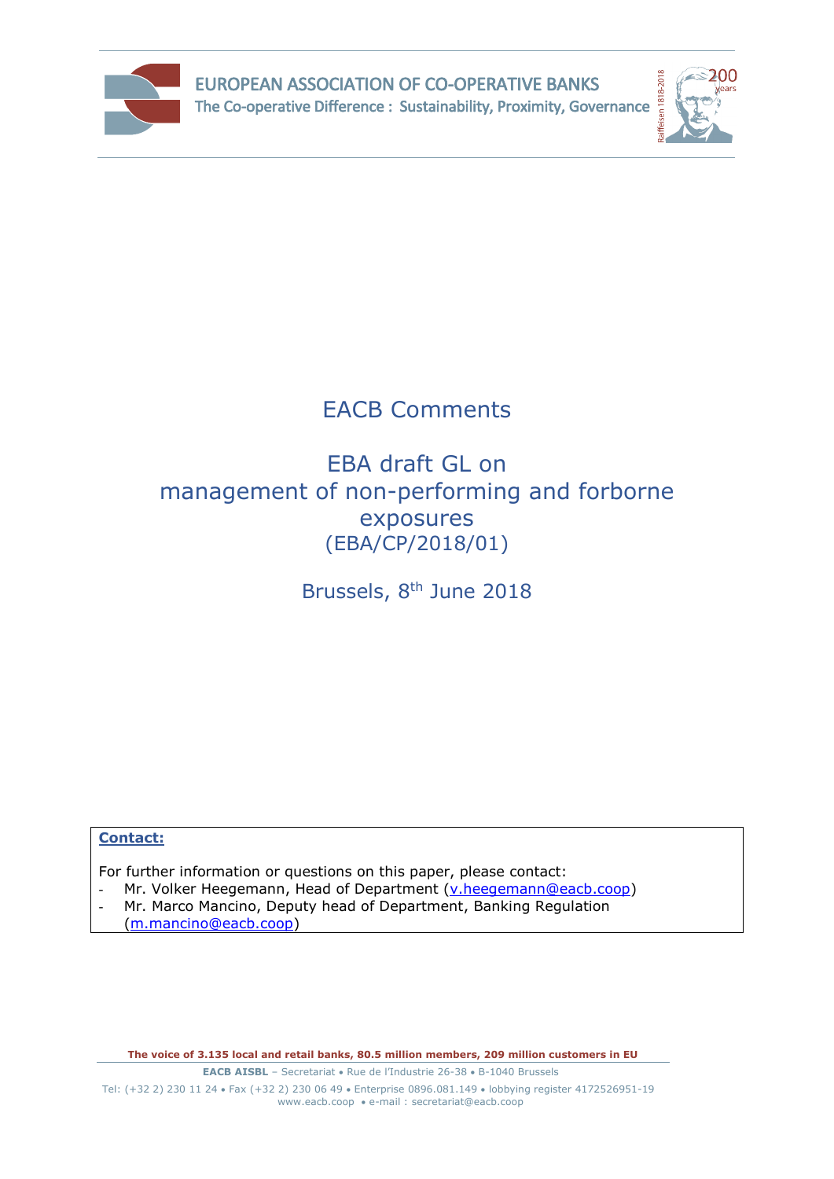EUROPEAN ASSOCIATION OF CO-OPERATIVE BANKS

The Co-operative Difference : Sustainability, Proximity, Governance

Raiffeisen 1818-2018 200 years

# EACB Comments

# EBA draft GL on management of non-performing and forborne exposures (EBA/CP/2018/01)

Brussels, 8th June 2018

**Contact:**

For further information or questions on this paper, please contact:

- Mr. Volker Heegemann, Head of Department (v.heegemann@eacb.coop)
- Mr. Marco Mancino, Deputy head of Department, Banking Regulation (m.mancino@eacb.coop)

**The voice of 3.135 local and retail banks, 80.5 million members, 209 million customers in EU**

**EACB AISBL** – Secretariat • Rue de l'Industrie 26-38 • B-1040 Brussels

Tel: (+32 2) 230 11 24 • Fax (+32 2) 230 06 49 • Enterprise 0896.081.149 • lobbying register 4172526951-19

www.eacb.coop • e-mail : secretariat@eacb.coop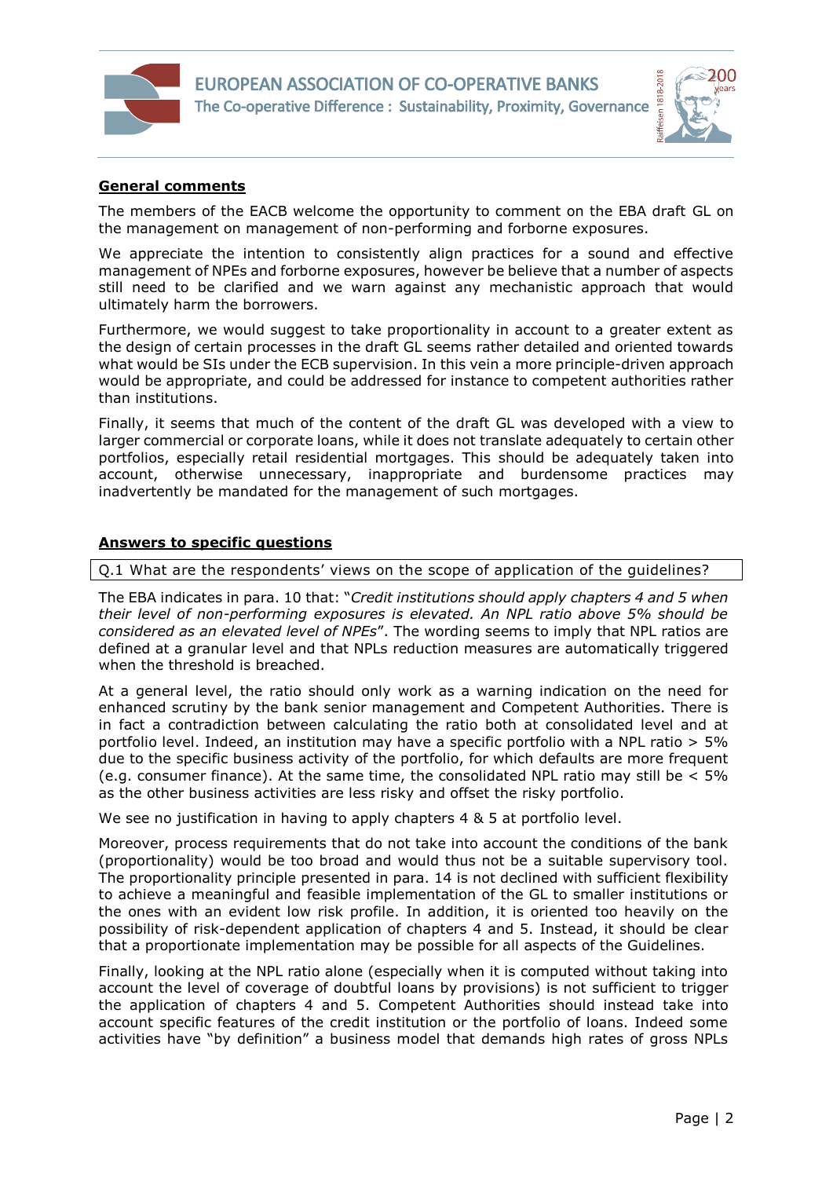**General comments**

The members of the EACB welcome the opportunity to comment on the EBA draft GL on the management on management of non-performing and forborne exposures.

We appreciate the intention to consistently align practices for a sound and effective management of NPEs and forborne exposures, however be believe that a number of aspects still need to be clarified and we warn against any mechanistic approach that would ultimately harm the borrowers.

Furthermore, we would suggest to take proportionality in account to a greater extent as the design of certain processes in the draft GL seems rather detailed and oriented towards what would be SIs under the ECB supervision. In this vein a more principle-driven approach would be appropriate, and could be addressed for instance to competent authorities rather than institutions.

Finally, it seems that much of the content of the draft GL was developed with a view to larger commercial or corporate loans, while it does not translate adequately to certain other portfolios, especially retail residential mortgages. This should be adequately taken into account, otherwise unnecessary, inappropriate and burdensome practices may inadvertently be mandated for the management of such mortgages.

**Answers to specific questions**

Q.1 What are the respondents' views on the scope of application of the guidelines?

The EBA indicates in para. 10 that: "*Credit institutions should apply chapters 4 and 5 when their level of non-performing exposures is elevated. An NPL ratio above 5% should be considered as an elevated level of NPEs*". The wording seems to imply that NPL ratios are defined at a granular level and that NPLs reduction measures are automatically triggered when the threshold is breached.

At a general level, the ratio should only work as a warning indication on the need for enhanced scrutiny by the bank senior management and Competent Authorities. There is in fact a contradiction between calculating the ratio both at consolidated level and at portfolio level. Indeed, an institution may have a specific portfolio with a NPL ratio > 5% due to the specific business activity of the portfolio, for which defaults are more frequent (e.g. consumer finance). At the same time, the consolidated NPL ratio may still be < 5% as the other business activities are less risky and offset the risky portfolio.

We see no justification in having to apply chapters 4 & 5 at portfolio level.

Moreover, process requirements that do not take into account the conditions of the bank (proportionality) would be too broad and would thus not be a suitable supervisory tool. The proportionality principle presented in para. 14 is not declined with sufficient flexibility to achieve a meaningful and feasible implementation of the GL to smaller institutions or the ones with an evident low risk profile. In addition, it is oriented too heavily on the possibility of risk-dependent application of chapters 4 and 5. Instead, it should be clear that a proportionate implementation may be possible for all aspects of the Guidelines.

Finally, looking at the NPL ratio alone (especially when it is computed without taking into account the level of coverage of doubtful loans by provisions) is not sufficient to trigger the application of chapters 4 and 5. Competent Authorities should instead take into account specific features of the credit institution or the portfolio of loans. Indeed some activities have "by definition" a business model that demands high rates of gross NPLs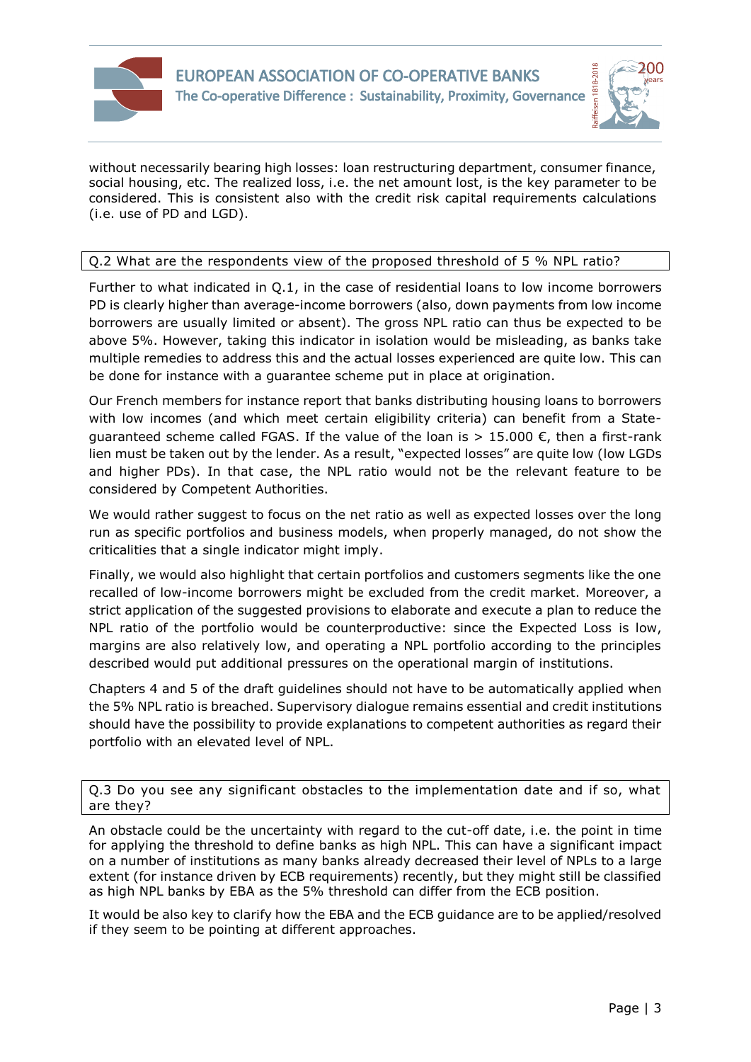without necessarily bearing high losses: loan restructuring department, consumer finance, social housing, etc. The realized loss, i.e. the net amount lost, is the key parameter to be considered. This is consistent also with the credit risk capital requirements calculations (i.e. use of PD and LGD).

**Q.2 What are the respondents view of the proposed threshold of 5 % NPL ratio?**

Further to what indicated in Q.1, in the case of residential loans to low income borrowers PD is clearly higher than average-income borrowers (also, down payments from low income borrowers are usually limited or absent). The gross NPL ratio can thus be expected to be above 5%. However, taking this indicator in isolation would be misleading, as banks take multiple remedies to address this and the actual losses experienced are quite low. This can be done for instance with a guarantee scheme put in place at origination.

Our French members for instance report that banks distributing housing loans to borrowers with low incomes (and which meet certain eligibility criteria) can benefit from a State-guaranteed scheme called FGAS. If the value of the loan is > 15.000 €, then a first-rank lien must be taken out by the lender. As a result, "expected losses" are quite low (low LGDs and higher PDs). In that case, the NPL ratio would not be the relevant feature to be considered by Competent Authorities.

We would rather suggest to focus on the net ratio as well as expected losses over the long run as specific portfolios and business models, when properly managed, do not show the criticalities that a single indicator might imply.

Finally, we would also highlight that certain portfolios and customers segments like the one recalled of low-income borrowers might be excluded from the credit market. Moreover, a strict application of the suggested provisions to elaborate and execute a plan to reduce the NPL ratio of the portfolio would be counterproductive: since the Expected Loss is low, margins are also relatively low, and operating a NPL portfolio according to the principles described would put additional pressures on the operational margin of institutions.

Chapters 4 and 5 of the draft guidelines should not have to be automatically applied when the 5% NPL ratio is breached. Supervisory dialogue remains essential and credit institutions should have the possibility to provide explanations to competent authorities as regard their portfolio with an elevated level of NPL.

**Q.3 Do you see any significant obstacles to the implementation date and if so, what are they?**

An obstacle could be the uncertainty with regard to the cut-off date, i.e. the point in time for applying the threshold to define banks as high NPL. This can have a significant impact on a number of institutions as many banks already decreased their level of NPLs to a large extent (for instance driven by ECB requirements) recently, but they might still be classified as high NPL banks by EBA as the 5% threshold can differ from the ECB position.

It would be also key to clarify how the EBA and the ECB guidance are to be applied/resolved if they seem to be pointing at different approaches.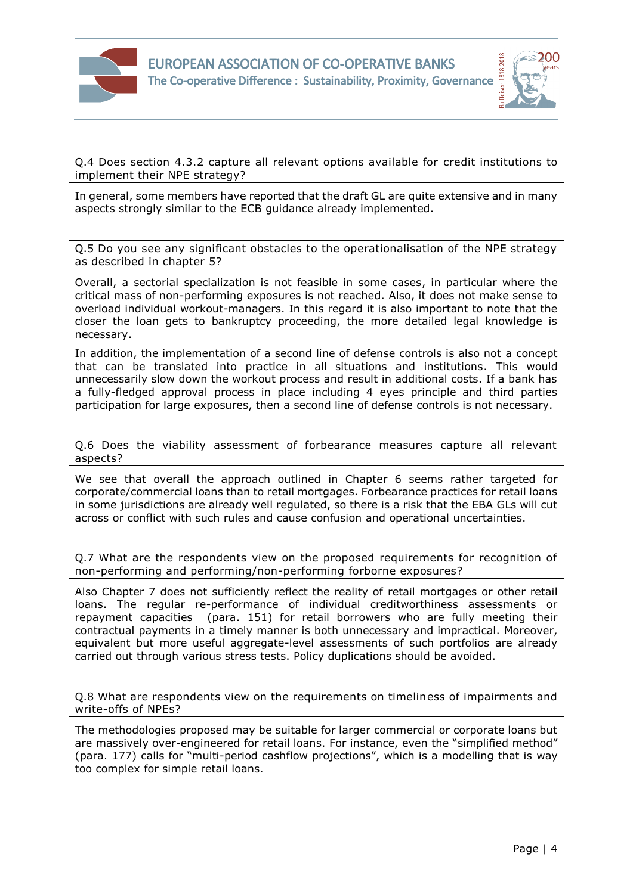**Q.4 Does section 4.3.2 capture all relevant options available for credit institutions to implement their NPE strategy?**

In general, some members have reported that the draft GL are quite extensive and in many aspects strongly similar to the ECB guidance already implemented.

**Q.5 Do you see any significant obstacles to the operationalisation of the NPE strategy as described in chapter 5?**

Overall, a sectorial specialization is not feasible in some cases, in particular where the critical mass of non-performing exposures is not reached. Also, it does not make sense to overload individual workout-managers. In this regard it is also important to note that the closer the loan gets to bankruptcy proceeding, the more detailed legal knowledge is necessary.

In addition, the implementation of a second line of defense controls is also not a concept that can be translated into practice in all situations and institutions. This would unnecessarily slow down the workout process and result in additional costs. If a bank has a fully-fledged approval process in place including 4 eyes principle and third parties participation for large exposures, then a second line of defense controls is not necessary.

**Q.6 Does the viability assessment of forbearance measures capture all relevant aspects?**

We see that overall the approach outlined in Chapter 6 seems rather targeted for corporate/commercial loans than to retail mortgages. Forbearance practices for retail loans in some jurisdictions are already well regulated, so there is a risk that the EBA GLs will cut across or conflict with such rules and cause confusion and operational uncertainties.

**Q.7 What are the respondents view on the proposed requirements for recognition of non-performing and performing/non-performing forborne exposures?**

Also Chapter 7 does not sufficiently reflect the reality of retail mortgages or other retail loans. The regular re-performance of individual creditworthiness assessments or repayment capacities (para. 151) for retail borrowers who are fully meeting their contractual payments in a timely manner is both unnecessary and impractical. Moreover, equivalent but more useful aggregate-level assessments of such portfolios are already carried out through various stress tests. Policy duplications should be avoided.

**Q.8 What are respondents view on the requirements on timeliness of impairments and write-offs of NPEs?**

The methodologies proposed may be suitable for larger commercial or corporate loans but are massively over-engineered for retail loans. For instance, even the "simplified method" (para. 177) calls for "multi-period cashflow projections", which is a modelling that is way too complex for simple retail loans.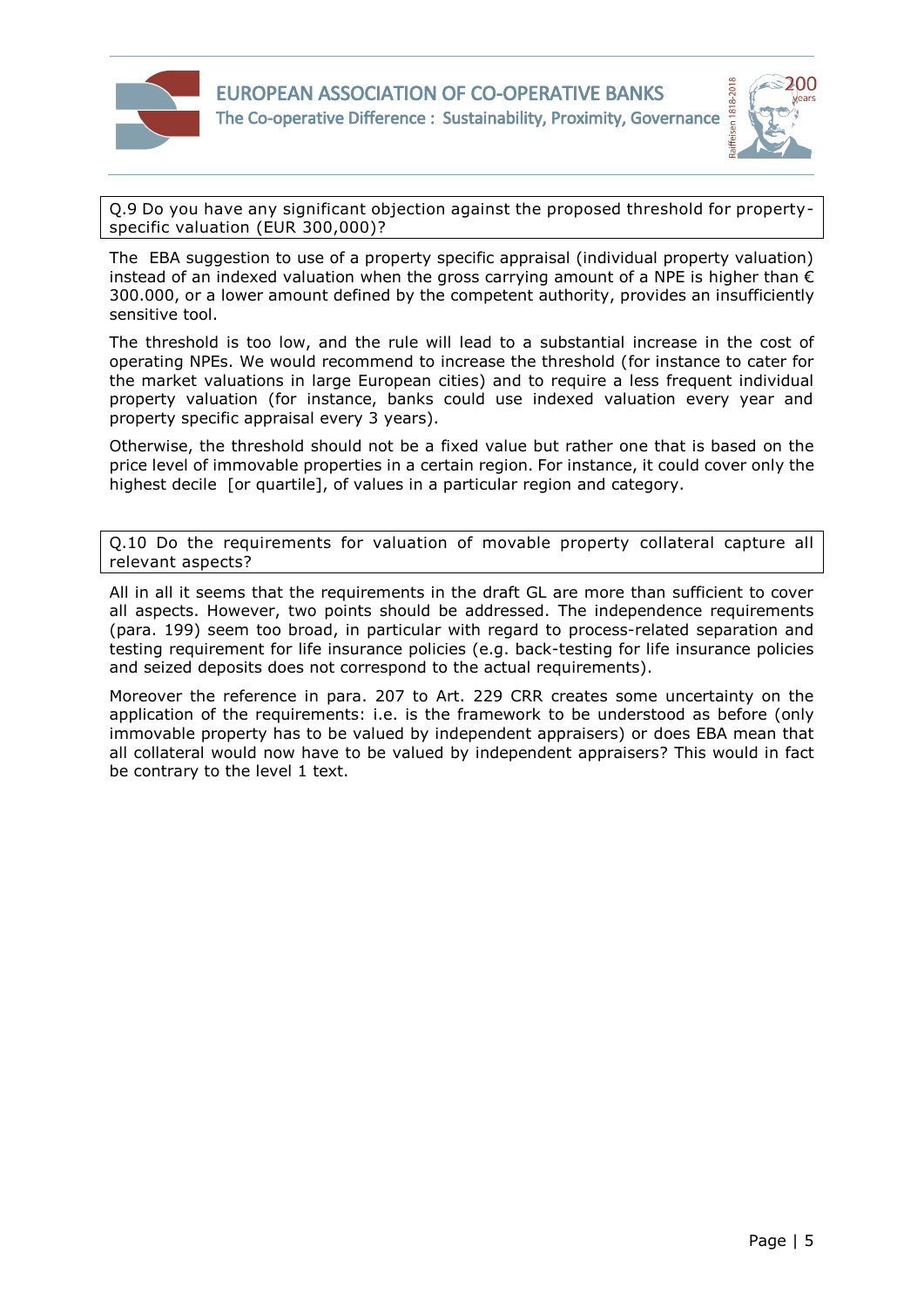Q.9 Do you have any significant objection against the proposed threshold for property-specific valuation (EUR 300,000)?

The EBA suggestion to use of a property specific appraisal (individual property valuation) instead of an indexed valuation when the gross carrying amount of a NPE is higher than € 300.000, or a lower amount defined by the competent authority, provides an insufficiently sensitive tool.

The threshold is too low, and the rule will lead to a substantial increase in the cost of operating NPEs. We would recommend to increase the threshold (for instance to cater for the market valuations in large European cities) and to require a less frequent individual property valuation (for instance, banks could use indexed valuation every year and property specific appraisal every 3 years).

Otherwise, the threshold should not be a fixed value but rather one that is based on the price level of immovable properties in a certain region. For instance, it could cover only the highest decile [or quartile], of values in a particular region and category.

Q.10 Do the requirements for valuation of movable property collateral capture all relevant aspects?

All in all it seems that the requirements in the draft GL are more than sufficient to cover all aspects. However, two points should be addressed. The independence requirements (para. 199) seem too broad, in particular with regard to process-related separation and testing requirement for life insurance policies (e.g. back-testing for life insurance policies and seized deposits does not correspond to the actual requirements).

Moreover the reference in para. 207 to Art. 229 CRR creates some uncertainty on the application of the requirements: i.e. is the framework to be understood as before (only immovable property has to be valued by independent appraisers) or does EBA mean that all collateral would now have to be valued by independent appraisers? This would in fact be contrary to the level 1 text.